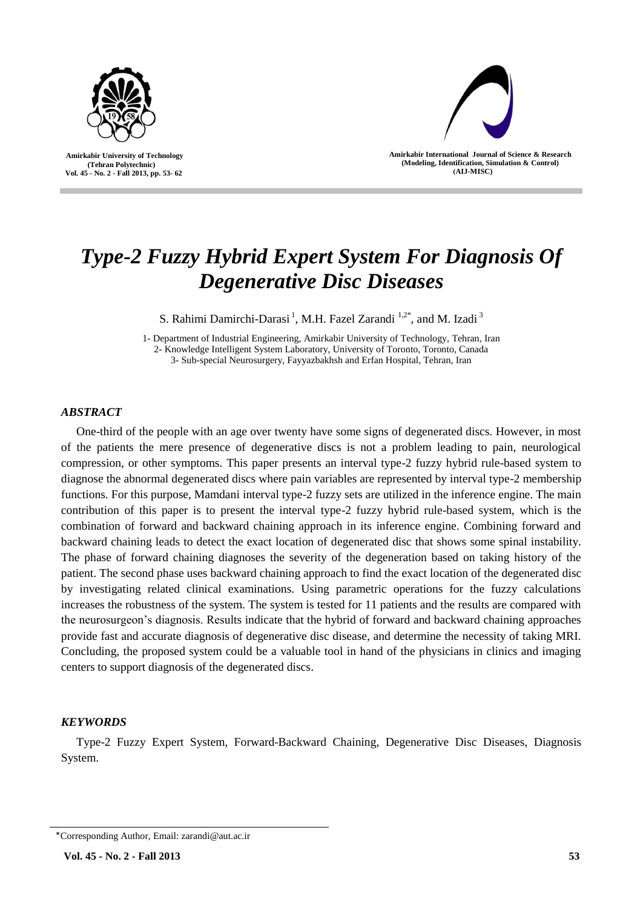# *Type-2 Fuzzy Hybrid Expert System For Diagnosis Of Degenerative Disc Diseases*

S. Rahimi Damirchi-Darasi [1], M.H. Fazel Zarandi [1,2*], and M. Izadi [3]

1- Department of Industrial Engineering, Amirkabir University of Technology, Tehran, Iran
2- Knowledge Intelligent System Laboratory, University of Toronto, Toronto, Canada
3- Sub-special Neurosurgery, Fayyazbakhsh and Erfan Hospital, Tehran, Iran

### *ABSTRACT*

One-third of the people with an age over twenty have some signs of degenerated discs. However, in most of the patients the mere presence of degenerative discs is not a problem leading to pain, neurological compression, or other symptoms. This paper presents an interval type-2 fuzzy hybrid rule-based system to diagnose the abnormal degenerated discs where pain variables are represented by interval type-2 membership functions. For this purpose, Mamdani interval type-2 fuzzy sets are utilized in the inference engine. The main contribution of this paper is to present the interval type-2 fuzzy hybrid rule-based system, which is the combination of forward and backward chaining approach in its inference engine. Combining forward and backward chaining leads to detect the exact location of degenerated disc that shows some spinal instability. The phase of forward chaining diagnoses the severity of the degeneration based on taking history of the patient. The second phase uses backward chaining approach to find the exact location of the degenerated disc by investigating related clinical examinations. Using parametric operations for the fuzzy calculations increases the robustness of the system. The system is tested for 11 patients and the results are compared with the neurosurgeon's diagnosis. Results indicate that the hybrid of forward and backward chaining approaches provide fast and accurate diagnosis of degenerative disc disease, and determine the necessity of taking MRI. Concluding, the proposed system could be a valuable tool in hand of the physicians in clinics and imaging centers to support diagnosis of the degenerated discs.

### *KEYWORDS*

Type-2 Fuzzy Expert System, Forward-Backward Chaining, Degenerative Disc Diseases, Diagnosis System.

---

*Corresponding Author, Email: zarandi@aut.ac.ir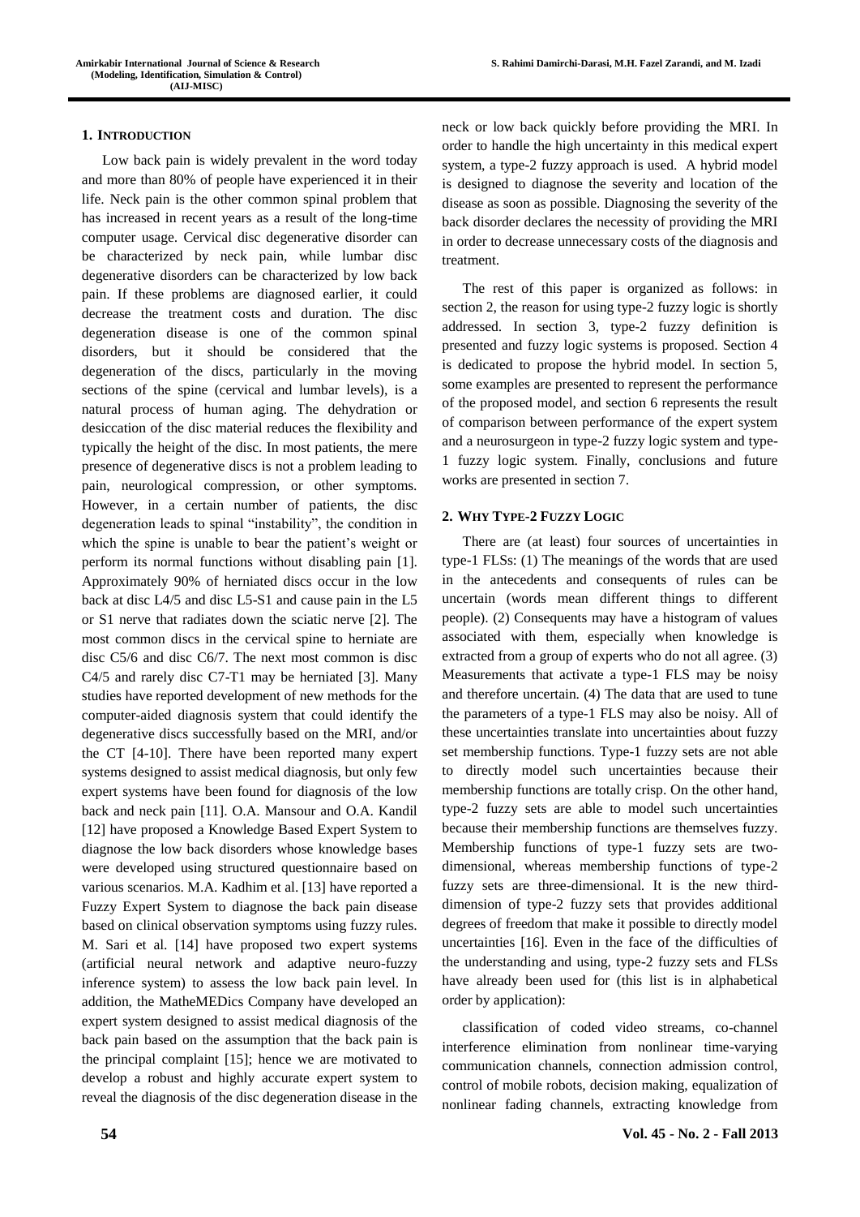## 1. INTRODUCTION

Low back pain is widely prevalent in the word today and more than 80% of people have experienced it in their life. Neck pain is the other common spinal problem that has increased in recent years as a result of the long-time computer usage. Cervical disc degenerative disorder can be characterized by neck pain, while lumbar disc degenerative disorders can be characterized by low back pain. If these problems are diagnosed earlier, it could decrease the treatment costs and duration. The disc degeneration disease is one of the common spinal disorders, but it should be considered that the degeneration of the discs, particularly in the moving sections of the spine (cervical and lumbar levels), is a natural process of human aging. The dehydration or desiccation of the disc material reduces the flexibility and typically the height of the disc. In most patients, the mere presence of degenerative discs is not a problem leading to pain, neurological compression, or other symptoms. However, in a certain number of patients, the disc degeneration leads to spinal "instability", the condition in which the spine is unable to bear the patient's weight or perform its normal functions without disabling pain [1]. Approximately 90% of herniated discs occur in the low back at disc L4/5 and disc L5-S1 and cause pain in the L5 or S1 nerve that radiates down the sciatic nerve [2]. The most common discs in the cervical spine to herniate are disc C5/6 and disc C6/7. The next most common is disc C4/5 and rarely disc C7-T1 may be herniated [3]. Many studies have reported development of new methods for the computer-aided diagnosis system that could identify the degenerative discs successfully based on the MRI, and/or the CT [4-10]. There have been reported many expert systems designed to assist medical diagnosis, but only few expert systems have been found for diagnosis of the low back and neck pain [11]. O.A. Mansour and O.A. Kandil [12] have proposed a Knowledge Based Expert System to diagnose the low back disorders whose knowledge bases were developed using structured questionnaire based on various scenarios. M.A. Kadhim et al. [13] have reported a Fuzzy Expert System to diagnose the back pain disease based on clinical observation symptoms using fuzzy rules. M. Sari et al. [14] have proposed two expert systems (artificial neural network and adaptive neuro-fuzzy inference system) to assess the low back pain level. In addition, the MatheMEDics Company have developed an expert system designed to assist medical diagnosis of the back pain based on the assumption that the back pain is the principal complaint [15]; hence we are motivated to develop a robust and highly accurate expert system to reveal the diagnosis of the disc degeneration disease in the neck or low back quickly before providing the MRI. In order to handle the high uncertainty in this medical expert system, a type-2 fuzzy approach is used. A hybrid model is designed to diagnose the severity and location of the disease as soon as possible. Diagnosing the severity of the back disorder declares the necessity of providing the MRI in order to decrease unnecessary costs of the diagnosis and treatment.

The rest of this paper is organized as follows: in section 2, the reason for using type-2 fuzzy logic is shortly addressed. In section 3, type-2 fuzzy definition is presented and fuzzy logic systems is proposed. Section 4 is dedicated to propose the hybrid model. In section 5, some examples are presented to represent the performance of the proposed model, and section 6 represents the result of comparison between performance of the expert system and a neurosurgeon in type-2 fuzzy logic system and type-1 fuzzy logic system. Finally, conclusions and future works are presented in section 7.

## 2. WHY TYPE-2 FUZZY LOGIC

There are (at least) four sources of uncertainties in type-1 FLSs: (1) The meanings of the words that are used in the antecedents and consequents of rules can be uncertain (words mean different things to different people). (2) Consequents may have a histogram of values associated with them, especially when knowledge is extracted from a group of experts who do not all agree. (3) Measurements that activate a type-1 FLS may be noisy and therefore uncertain. (4) The data that are used to tune the parameters of a type-1 FLS may also be noisy. All of these uncertainties translate into uncertainties about fuzzy set membership functions. Type-1 fuzzy sets are not able to directly model such uncertainties because their membership functions are totally crisp. On the other hand, type-2 fuzzy sets are able to model such uncertainties because their membership functions are themselves fuzzy. Membership functions of type-1 fuzzy sets are two-dimensional, whereas membership functions of type-2 fuzzy sets are three-dimensional. It is the new third-dimension of type-2 fuzzy sets that provides additional degrees of freedom that make it possible to directly model uncertainties [16]. Even in the face of the difficulties of the understanding and using, type-2 fuzzy sets and FLSs have already been used for (this list is in alphabetical order by application):

classification of coded video streams, co-channel interference elimination from nonlinear time-varying communication channels, connection admission control, control of mobile robots, decision making, equalization of nonlinear fading channels, extracting knowledge from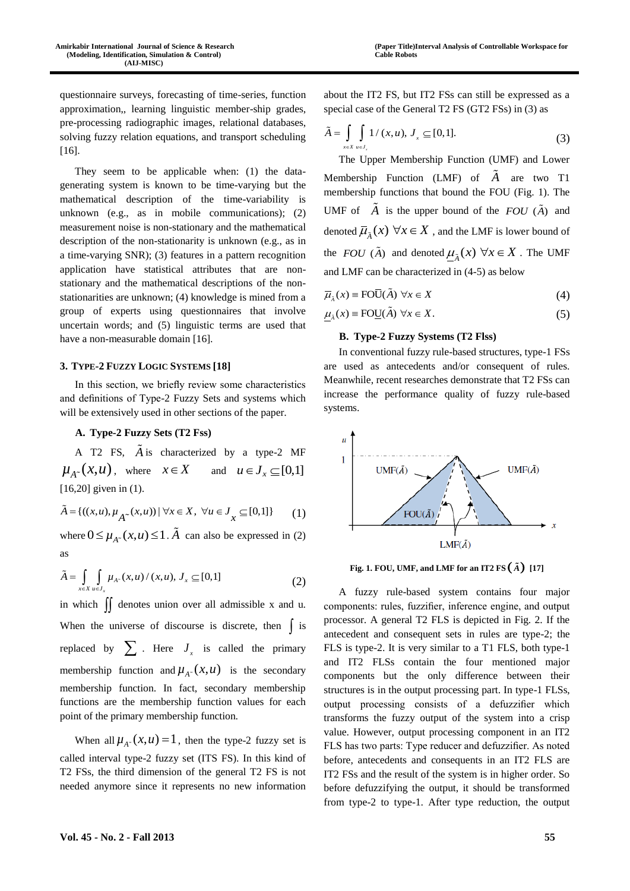questionnaire surveys, forecasting of time-series, function approximation,, learning linguistic member-ship grades, pre-processing radiographic images, relational databases, solving fuzzy relation equations, and transport scheduling [16].

They seem to be applicable when: (1) the data-generating system is known to be time-varying but the mathematical description of the time-variability is unknown (e.g., as in mobile communications); (2) measurement noise is non-stationary and the mathematical description of the non-stationarity is unknown (e.g., as in a time-varying SNR); (3) features in a pattern recognition application have statistical attributes that are non-stationary and the mathematical descriptions of the non-stationarities are unknown; (4) knowledge is mined from a group of experts using questionnaires that involve uncertain words; and (5) linguistic terms are used that have a non-measurable domain [16].

## 3. Type-2 Fuzzy Logic Systems [18]

In this section, we briefly review some characteristics and definitions of Type-2 Fuzzy Sets and systems which will be extensively used in other sections of the paper.

### A. Type-2 Fuzzy Sets (T2 Fss)

A T2 FS, $\tilde{A}$ is characterized by a type-2 MF $\mu_{A^{\sim}}(x,u)$, where $x \in X$ and $u \in J_x \subseteq [0,1]$ [16,20] given in (1).

$$\tilde{A} = \{((x,u), \mu_{A^{\sim}}(x,u)) \mid \forall x \in X,\ \forall u \in J_x \subseteq [0,1]\} \tag{1}$$

where $0 \leq \mu_{A^{\sim}}(x,u) \leq 1$. $\tilde{A}$ can also be expressed in (2) as

$$\tilde{A} = \int_{x\in X} \int_{u \in J_x} \mu_{A^{\sim}}(x,u)/(x,u),\ J_x \subseteq [0,1] \tag{2}$$

in which $\iint$ denotes union over all admissible x and u. When the universe of discourse is discrete, then $\int$ is replaced by $\sum$. Here $J_x$ is called the primary membership function and $\mu_{A^{\sim}}(x,u)$ is the secondary membership function. In fact, secondary membership functions are the membership function values for each point of the primary membership function.

When all $\mu_{A^{\sim}}(x,u) = 1$, then the type-2 fuzzy set is called interval type-2 fuzzy set (ITS FS). In this kind of T2 FSs, the third dimension of the general T2 FS is not needed anymore since it represents no new information about the IT2 FS, but IT2 FSs can still be expressed as a special case of the General T2 FS (GT2 FSs) in (3) as

$$\tilde{A} = \int_{x\in X} \int_{u \in J_x} 1/(x,u),\ J_x \subseteq [0,1]. \tag{3}$$

The Upper Membership Function (UMF) and Lower Membership Function (LMF) of $\tilde{A}$ are two T1 membership functions that bound the FOU (Fig. 1). The UMF of $\tilde{A}$ is the upper bound of the $FOU\ (\tilde{A})$ and denoted $\overline{\mu}_{\tilde{A}}(x)\ \forall x \in X$, and the LMF is lower bound of the $FOU\ (\tilde{A})$ and denoted $\underline{\mu}_{\tilde{A}}(x)\ \forall x \in X$. The UMF and LMF can be characterized in (4-5) as below

$$\overline{\mu}_{\tilde{A}}(x) \equiv \overline{\text{FOU}}(\tilde{A})\ \forall x \in X \tag{4}$$

$$\underline{\mu}_{\tilde{A}}(x) \equiv \underline{\text{FOU}}(\tilde{A})\ \forall x \in X. \tag{5}$$

### B. Type-2 Fuzzy Systems (T2 Flss)

In conventional fuzzy rule-based structures, type-1 FSs are used as antecedents and/or consequent of rules. Meanwhile, recent researches demonstrate that T2 FSs can increase the performance quality of fuzzy rule-based systems.

Fig. 1. FOU, UMF, and LMF for an IT2 FS $(\tilde{A})$ [17]

A fuzzy rule-based system contains four major components: rules, fuzzifier, inference engine, and output processor. A general T2 FLS is depicted in Fig. 2. If the antecedent and consequent sets in rules are type-2; the FLS is type-2. It is very similar to a T1 FLS, both type-1 and IT2 FLSs contain the four mentioned major components but the only difference between their structures is in the output processing part. In type-1 FLSs, output processing consists of a defuzzifier which transforms the fuzzy output of the system into a crisp value. However, output processing component in an IT2 FLS has two parts: Type reducer and defuzzifier. As noted before, antecedents and consequents in an IT2 FLS are IT2 FSs and the result of the system is in higher order. So before defuzzifying the output, it should be transformed from type-2 to type-1. After type reduction, the output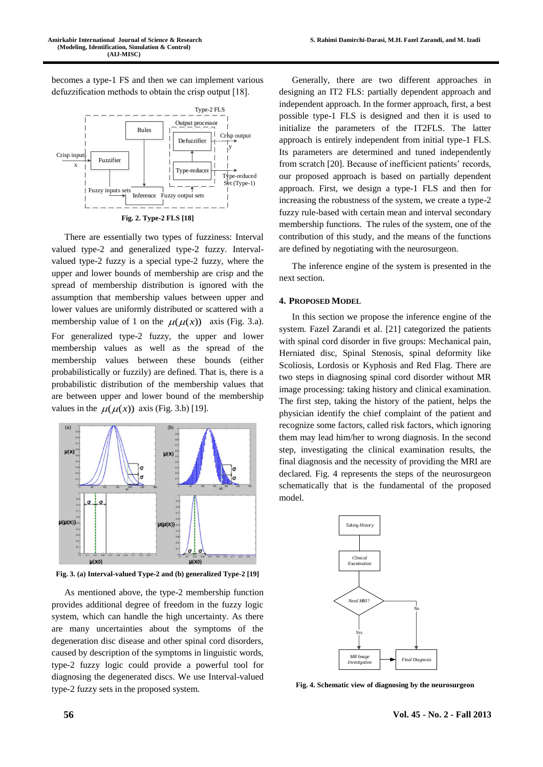becomes a type-1 FS and then we can implement various defuzzification methods to obtain the crisp output [18].

**Fig. 2. Type-2 FLS [18]**

There are essentially two types of fuzziness: Interval valued type-2 and generalized type-2 fuzzy. Interval-valued type-2 fuzzy is a special type-2 fuzzy, where the upper and lower bounds of membership are crisp and the spread of membership distribution is ignored with the assumption that membership values between upper and lower values are uniformly distributed or scattered with a membership value of 1 on the $\mu(\mu(x))$ axis (Fig. 3.a). For generalized type-2 fuzzy, the upper and lower membership values as well as the spread of the membership values between these bounds (either probabilistically or fuzzily) are defined. That is, there is a probabilistic distribution of the membership values that are between upper and lower bound of the membership values in the $\mu(\mu(x))$ axis (Fig. 3.b) [19].

**Fig. 3. (a) Interval-valued Type-2 and (b) generalized Type-2 [19]**

As mentioned above, the type-2 membership function provides additional degree of freedom in the fuzzy logic system, which can handle the high uncertainty. As there are many uncertainties about the symptoms of the degeneration disc disease and other spinal cord disorders, caused by description of the symptoms in linguistic words, type-2 fuzzy logic could provide a powerful tool for diagnosing the degenerated discs. We use Interval-valued type-2 fuzzy sets in the proposed system.

Generally, there are two different approaches in designing an IT2 FLS: partially dependent approach and independent approach. In the former approach, first, a best possible type-1 FLS is designed and then it is used to initialize the parameters of the IT2FLS. The latter approach is entirely independent from initial type-1 FLS. Its parameters are determined and tuned independently from scratch [20]. Because of inefficient patients' records, our proposed approach is based on partially dependent approach. First, we design a type-1 FLS and then for increasing the robustness of the system, we create a type-2 fuzzy rule-based with certain mean and interval secondary membership functions. The rules of the system, one of the contribution of this study, and the means of the functions are defined by negotiating with the neurosurgeon.

The inference engine of the system is presented in the next section.

## 4. Proposed Model

In this section we propose the inference engine of the system. Fazel Zarandi et al. [21] categorized the patients with spinal cord disorder in five groups: Mechanical pain, Herniated disc, Spinal Stenosis, spinal deformity like Scoliosis, Lordosis or Kyphosis and Red Flag. There are two steps in diagnosing spinal cord disorder without MR image processing: taking history and clinical examination. The first step, taking the history of the patient, helps the physician identify the chief complaint of the patient and recognize some factors, called risk factors, which ignoring them may lead him/her to wrong diagnosis. In the second step, investigating the clinical examination results, the final diagnosis and the necessity of providing the MRI are declared. Fig. 4 represents the steps of the neurosurgeon schematically that is the fundamental of the proposed model.

**Fig. 4. Schematic view of diagnosing by the neurosurgeon**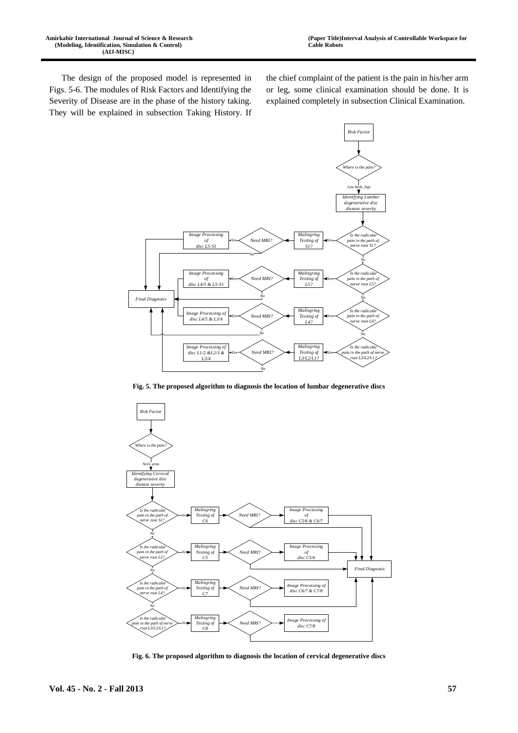The design of the proposed model is represented in Figs. 5-6. The modules of Risk Factors and Identifying the Severity of Disease are in the phase of the history taking. They will be explained in subsection Taking History. If the chief complaint of the patient is the pain in his/her arm or leg, some clinical examination should be done. It is explained completely in subsection Clinical Examination.

**Fig. 5. The proposed algorithm to diagnosis the location of lumbar degenerative discs**

**Fig. 6. The proposed algorithm to diagnosis the location of cervical degenerative discs**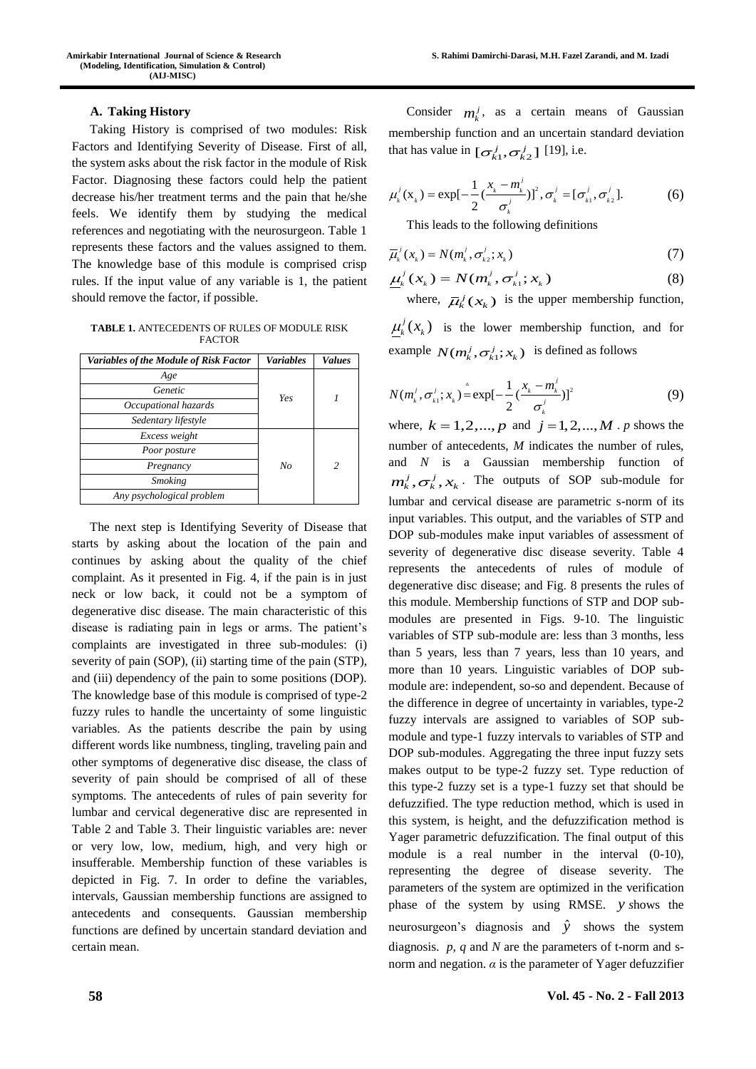### A. Taking History

Taking History is comprised of two modules: Risk Factors and Identifying Severity of Disease. First of all, the system asks about the risk factor in the module of Risk Factor. Diagnosing these factors could help the patient decrease his/her treatment terms and the pain that he/she feels. We identify them by studying the medical references and negotiating with the neurosurgeon. Table 1 represents these factors and the values assigned to them. The knowledge base of this module is comprised crisp rules. If the input value of any variable is 1, the patient should remove the factor, if possible.

**TABLE 1.** ANTECEDENTS OF RULES OF MODULE RISK FACTOR

| *Variables of the Module of Risk Factor* | *Variables* | *Values* |
|---|---|---|
| *Age* | *Yes* | *1* |
| *Genetic* | | |
| *Occupational hazards* | | |
| *Sedentary lifestyle* | | |
| *Excess weight* | *No* | *2* |
| *Poor posture* | | |
| *Pregnancy* | | |
| *Smoking* | | |
| *Any psychological problem* | | |

The next step is Identifying Severity of Disease that starts by asking about the location of the pain and continues by asking about the quality of the chief complaint. As it presented in Fig. 4, if the pain is in just neck or low back, it could not be a symptom of degenerative disc disease. The main characteristic of this disease is radiating pain in legs or arms. The patient's complaints are investigated in three sub-modules: (i) severity of pain (SOP), (ii) starting time of the pain (STP), and (iii) dependency of the pain to some positions (DOP). The knowledge base of this module is comprised of type-2 fuzzy rules to handle the uncertainty of some linguistic variables. As the patients describe the pain by using different words like numbness, tingling, traveling pain and other symptoms of degenerative disc disease, the class of severity of pain should be comprised of all of these symptoms. The antecedents of rules of pain severity for lumbar and cervical degenerative disc are represented in Table 2 and Table 3. Their linguistic variables are: never or very low, low, medium, high, and very high or insufferable. Membership function of these variables is depicted in Fig. 7. In order to define the variables, intervals, Gaussian membership functions are assigned to antecedents and consequents. Gaussian membership functions are defined by uncertain standard deviation and certain mean.

Consider $m_k^j$, as a certain means of Gaussian membership function and an uncertain standard deviation that has value in $[\sigma_{k1}^j, \sigma_{k2}^j]$ [19], i.e.

$$\mu_k^j(x_k) = \exp[-\frac{1}{2}(\frac{x_k - m_k^j}{\sigma_k^j})]^2, \sigma_k^j = [\sigma_{k1}^j, \sigma_{k2}^j]. \tag{6}$$

This leads to the following definitions

$$\bar{\mu}_k^j(x_k) = N(m_k^j, \sigma_{k2}^j; x_k) \tag{7}$$

$$\underline{\mu}_k^j(x_k) = N(m_k^j, \sigma_{k1}^j; x_k) \tag{8}$$

where, $\bar{\mu}_k^j(x_k)$ is the upper membership function, $\underline{\mu}_k^j(x_k)$ is the lower membership function, and for example $N(m_k^j, \sigma_{k1}^j; x_k)$ is defined as follows

$$N(m_k^j, \sigma_{k1}^j; x_k) \triangleq \exp[-\frac{1}{2}(\frac{x_k - m_k^j}{\sigma_k^j})]^2 \tag{9}$$

where, $k = 1,2,...,p$ and $j = 1,2,...,M$. *p* shows the number of antecedents, *M* indicates the number of rules, and *N* is a Gaussian membership function of $m_k^j, \sigma_k^j, x_k$. The outputs of SOP sub-module for lumbar and cervical disease are parametric s-norm of its input variables. This output, and the variables of STP and DOP sub-modules make input variables of assessment of severity of degenerative disc disease severity. Table 4 represents the antecedents of rules of module of degenerative disc disease; and Fig. 8 presents the rules of this module. Membership functions of STP and DOP sub-modules are presented in Figs. 9-10. The linguistic variables of STP sub-module are: less than 3 months, less than 5 years, less than 7 years, less than 10 years, and more than 10 years. Linguistic variables of DOP sub-module are: independent, so-so and dependent. Because of the difference in degree of uncertainty in variables, type-2 fuzzy intervals are assigned to variables of SOP sub-module and type-1 fuzzy intervals to variables of STP and DOP sub-modules. Aggregating the three input fuzzy sets makes output to be type-2 fuzzy set. Type reduction of this type-2 fuzzy set is a type-1 fuzzy set that should be defuzzified. The type reduction method, which is used in this system, is height, and the defuzzification method is Yager parametric defuzzification. The final output of this module is a real number in the interval (0-10), representing the degree of disease severity. The parameters of the system are optimized in the verification phase of the system by using RMSE. $y$ shows the neurosurgeon's diagnosis and $\hat{y}$ shows the system diagnosis. *p*, *q* and *N* are the parameters of t-norm and s-norm and negation. *α* is the parameter of Yager defuzzifier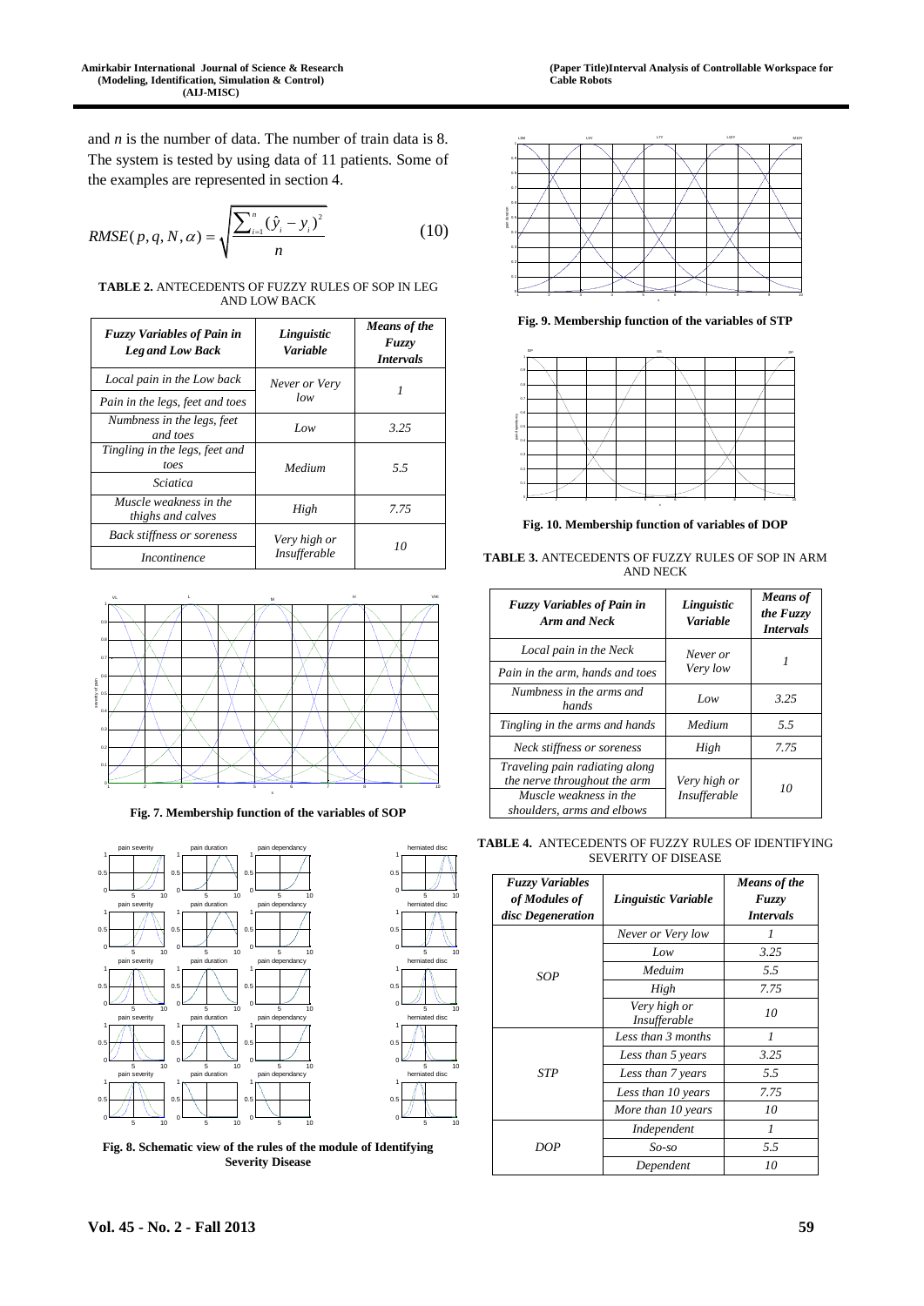and $n$ is the number of data. The number of train data is 8. The system is tested by using data of 11 patients. Some of the examples are represented in section 4.

$$RMSE(p,q,N,\alpha)=\sqrt{\frac{\sum_{i=1}^{n}(\hat{y}_i-y_i)^2}{n}} \tag{10}$$

**TABLE 2.** ANTECEDENTS OF FUZZY RULES OF SOP IN LEG AND LOW BACK

| *Fuzzy Variables of Pain in Leg and Low Back* | *Linguistic Variable* | *Means of the Fuzzy Intervals* |
|---|---|---|
| *Local pain in the Low back* | *Never or Very low* | *1* |
| *Pain in the legs, feet and toes* | | |
| *Numbness in the legs, feet and toes* | *Low* | *3.25* |
| *Tingling in the legs, feet and toes* | *Medium* | *5.5* |
| *Sciatica* | | |
| *Muscle weakness in the thighs and calves* | *High* | *7.75* |
| *Back stiffness or soreness* | *Very high or Insufferable* | *10* |
| *Incontinence* | | |

**Fig. 7. Membership function of the variables of SOP**

**Fig. 8. Schematic view of the rules of the module of Identifying Severity Disease**

**Fig. 9. Membership function of the variables of STP**

**Fig. 10. Membership function of variables of DOP**

**TABLE 3.** ANTECEDENTS OF FUZZY RULES OF SOP IN ARM AND NECK

| *Fuzzy Variables of Pain in Arm and Neck* | *Linguistic Variable* | *Means of the Fuzzy Intervals* |
|---|---|---|
| *Local pain in the Neck* | *Never or Very low* | *1* |
| *Pain in the arm, hands and toes* | | |
| *Numbness in the arms and hands* | *Low* | *3.25* |
| *Tingling in the arms and hands* | *Medium* | *5.5* |
| *Neck stiffness or soreness* | *High* | *7.75* |
| *Traveling pain radiating along the nerve throughout the arm* | *Very high or Insufferable* | *10* |
| *Muscle weakness in the shoulders, arms and elbows* | | |

**TABLE 4.** ANTECEDENTS OF FUZZY RULES OF IDENTIFYING SEVERITY OF DISEASE

| *Fuzzy Variables of Modules of disc Degeneration* | *Linguistic Variable* | *Means of the Fuzzy Intervals* |
|---|---|---|
| *SOP* | *Never or Very low* | *1* |
| | *Low* | *3.25* |
| | *Meduim* | *5.5* |
| | *High* | *7.75* |
| | *Very high or Insufferable* | *10* |
| *STP* | *Less than 3 months* | *1* |
| | *Less than 5 years* | *3.25* |
| | *Less than 7 years* | *5.5* |
| | *Less than 10 years* | *7.75* |
| | *More than 10 years* | *10* |
| *DOP* | *Independent* | *1* |
| | *So-so* | *5.5* |
| | *Dependent* | *10* |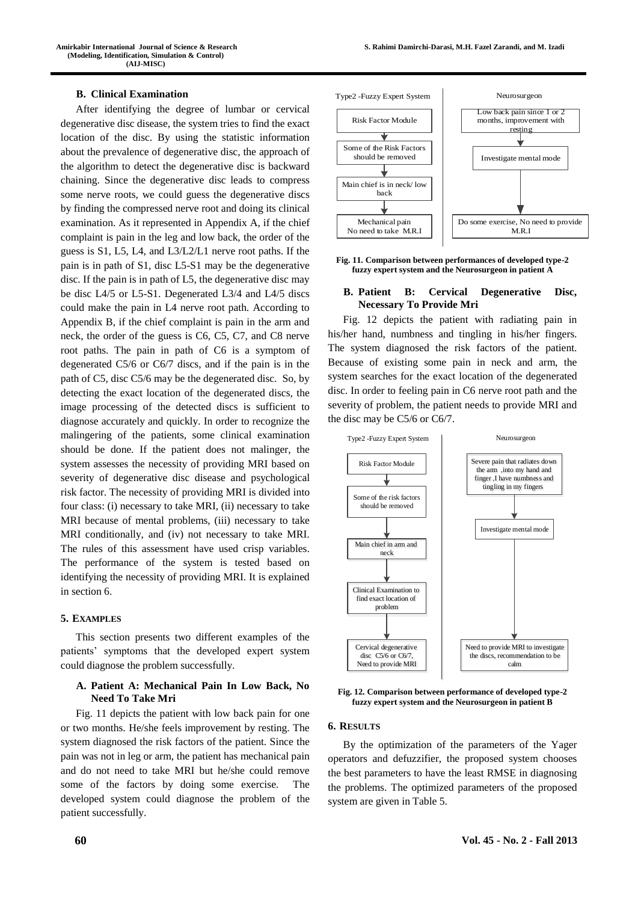### B. Clinical Examination

After identifying the degree of lumbar or cervical degenerative disc disease, the system tries to find the exact location of the disc. By using the statistic information about the prevalence of degenerative disc, the approach of the algorithm to detect the degenerative disc is backward chaining. Since the degenerative disc leads to compress some nerve roots, we could guess the degenerative discs by finding the compressed nerve root and doing its clinical examination. As it represented in Appendix A, if the chief complaint is pain in the leg and low back, the order of the guess is S1, L5, L4, and L3/L2/L1 nerve root paths. If the pain is in path of S1, disc L5-S1 may be the degenerative disc. If the pain is in path of L5, the degenerative disc may be disc L4/5 or L5-S1. Degenerated L3/4 and L4/5 discs could make the pain in L4 nerve root path. According to Appendix B, if the chief complaint is pain in the arm and neck, the order of the guess is C6, C5, C7, and C8 nerve root paths. The pain in path of C6 is a symptom of degenerated C5/6 or C6/7 discs, and if the pain is in the path of C5, disc C5/6 may be the degenerated disc. So, by detecting the exact location of the degenerated discs, the image processing of the detected discs is sufficient to diagnose accurately and quickly. In order to recognize the malingering of the patients, some clinical examination should be done. If the patient does not malinger, the system assesses the necessity of providing MRI based on severity of degenerative disc disease and psychological risk factor. The necessity of providing MRI is divided into four class: (i) necessary to take MRI, (ii) necessary to take MRI because of mental problems, (iii) necessary to take MRI conditionally, and (iv) not necessary to take MRI. The rules of this assessment have used crisp variables. The performance of the system is tested based on identifying the necessity of providing MRI. It is explained in section 6.

## 5. Examples

This section presents two different examples of the patients' symptoms that the developed expert system could diagnose the problem successfully.

### A. Patient A: Mechanical Pain In Low Back, No Need To Take Mri

Fig. 11 depicts the patient with low back pain for one or two months. He/she feels improvement by resting. The system diagnosed the risk factors of the patient. Since the pain was not in leg or arm, the patient has mechanical pain and do not need to take MRI but he/she could remove some of the factors by doing some exercise. The developed system could diagnose the problem of the patient successfully.

| Type2 -Fuzzy Expert System | Neurosurgeon |
|---|---|
| Risk Factor Module | Low back pain since 1 or 2 months, improvement with resting |
| Some of the Risk Factors should be removed | Investigate mental mode |
| Main chief is in neck/ low back | |
| Mechanical pain No need to take M.R.I | Do some exercise, No need to provide M.R.I |

**Fig. 11. Comparison between performances of developed type-2 fuzzy expert system and the Neurosurgeon in patient A**

### B. Patient B: Cervical Degenerative Disc, Necessary To Provide Mri

Fig. 12 depicts the patient with radiating pain in his/her hand, numbness and tingling in his/her fingers. The system diagnosed the risk factors of the patient. Because of existing some pain in neck and arm, the system searches for the exact location of the degenerated disc. In order to feeling pain in C6 nerve root path and the severity of problem, the patient needs to provide MRI and the disc may be C5/6 or C6/7.

| Type2 -Fuzzy Expert System | Neurosurgeon |
|---|---|
| Risk Factor Module | Severe pain that radiates down the arm ,into my hand and finger ,I have numbness and tingling in my fingers |
| Some of the risk factors should be removed | Investigate mental mode |
| Main chief in arm and neck | |
| Clinical Examination to find exact location of problem | |
| Cervical degenerative disc C5/6 or C6/7, Need to provide MRI | Need to provide MRI to investigate the discs, recommendation to be calm |

**Fig. 12. Comparison between performance of developed type-2 fuzzy expert system and the Neurosurgeon in patient B**

## 6. Results

By the optimization of the parameters of the Yager operators and defuzzifier, the proposed system chooses the best parameters to have the least RMSE in diagnosing the problems. The optimized parameters of the proposed system are given in Table 5.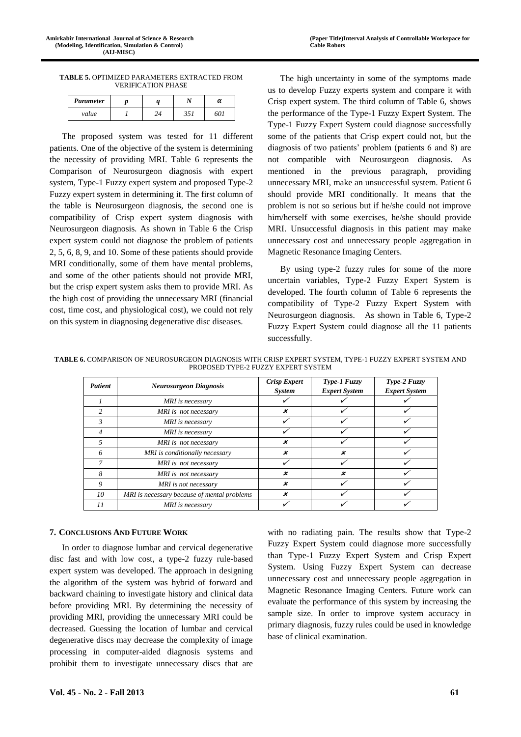**TABLE 5.** OPTIMIZED PARAMETERS EXTRACTED FROM VERIFICATION PHASE

| *Parameter* | *p* | *q* | *N* | *α* |
|---|---|---|---|---|
| *value* | *1* | *24* | *351* | *601* |

The proposed system was tested for 11 different patients. One of the objective of the system is determining the necessity of providing MRI. Table 6 represents the Comparison of Neurosurgeon diagnosis with expert system, Type-1 Fuzzy expert system and proposed Type-2 Fuzzy expert system in determining it. The first column of the table is Neurosurgeon diagnosis, the second one is compatibility of Crisp expert system diagnosis with Neurosurgeon diagnosis. As shown in Table 6 the Crisp expert system could not diagnose the problem of patients 2, 5, 6, 8, 9, and 10. Some of these patients should provide MRI conditionally, some of them have mental problems, and some of the other patients should not provide MRI, but the crisp expert system asks them to provide MRI. As the high cost of providing the unnecessary MRI (financial cost, time cost, and physiological cost), we could not rely on this system in diagnosing degenerative disc diseases.

The high uncertainty in some of the symptoms made us to develop Fuzzy experts system and compare it with Crisp expert system. The third column of Table 6, shows the performance of the Type-1 Fuzzy Expert System. The Type-1 Fuzzy Expert System could diagnose successfully some of the patients that Crisp expert could not, but the diagnosis of two patients' problem (patients 6 and 8) are not compatible with Neurosurgeon diagnosis. As mentioned in the previous paragraph, providing unnecessary MRI, make an unsuccessful system. Patient 6 should provide MRI conditionally. It means that the problem is not so serious but if he/she could not improve him/herself with some exercises, he/she should provide MRI. Unsuccessful diagnosis in this patient may make unnecessary cost and unnecessary people aggregation in Magnetic Resonance Imaging Centers.

By using type-2 fuzzy rules for some of the more uncertain variables, Type-2 Fuzzy Expert System is developed. The fourth column of Table 6 represents the compatibility of Type-2 Fuzzy Expert System with Neurosurgeon diagnosis. As shown in Table 6, Type-2 Fuzzy Expert System could diagnose all the 11 patients successfully.

**TABLE 6.** COMPARISON OF NEUROSURGEON DIAGNOSIS WITH CRISP EXPERT SYSTEM, TYPE-1 FUZZY EXPERT SYSTEM AND PROPOSED TYPE-2 FUZZY EXPERT SYSTEM

| *Patient* | *Neurosurgeon Diagnosis* | *Crisp Expert System* | *Type-1 Fuzzy Expert System* | *Type-2 Fuzzy Expert System* |
|---|---|---|---|---|
| *1* | *MRI is necessary* | ✓ | ✓ | ✓ |
| *2* | *MRI is not necessary* | ✗ | ✓ | ✓ |
| *3* | *MRI is necessary* | ✓ | ✓ | ✓ |
| *4* | *MRI is necessary* | ✓ | ✓ | ✓ |
| *5* | *MRI is not necessary* | ✗ | ✓ | ✓ |
| *6* | *MRI is conditionally necessary* | ✗ | ✗ | ✓ |
| *7* | *MRI is not necessary* | ✓ | ✓ | ✓ |
| *8* | *MRI is not necessary* | ✗ | ✗ | ✓ |
| *9* | *MRI is not necessary* | ✗ | ✓ | ✓ |
| *10* | *MRI is necessary because of mental problems* | ✗ | ✓ | ✓ |
| *11* | *MRI is necessary* | ✓ | ✓ | ✓ |

## 7. Conclusions And Future Work

In order to diagnose lumbar and cervical degenerative disc fast and with low cost, a type-2 fuzzy rule-based expert system was developed. The approach in designing the algorithm of the system was hybrid of forward and backward chaining to investigate history and clinical data before providing MRI. By determining the necessity of providing MRI, providing the unnecessary MRI could be decreased. Guessing the location of lumbar and cervical degenerative discs may decrease the complexity of image processing in computer-aided diagnosis systems and prohibit them to investigate unnecessary discs that are with no radiating pain. The results show that Type-2 Fuzzy Expert System could diagnose more successfully than Type-1 Fuzzy Expert System and Crisp Expert System. Using Fuzzy Expert System can decrease unnecessary cost and unnecessary people aggregation in Magnetic Resonance Imaging Centers. Future work can evaluate the performance of this system by increasing the sample size. In order to improve system accuracy in primary diagnosis, fuzzy rules could be used in knowledge base of clinical examination.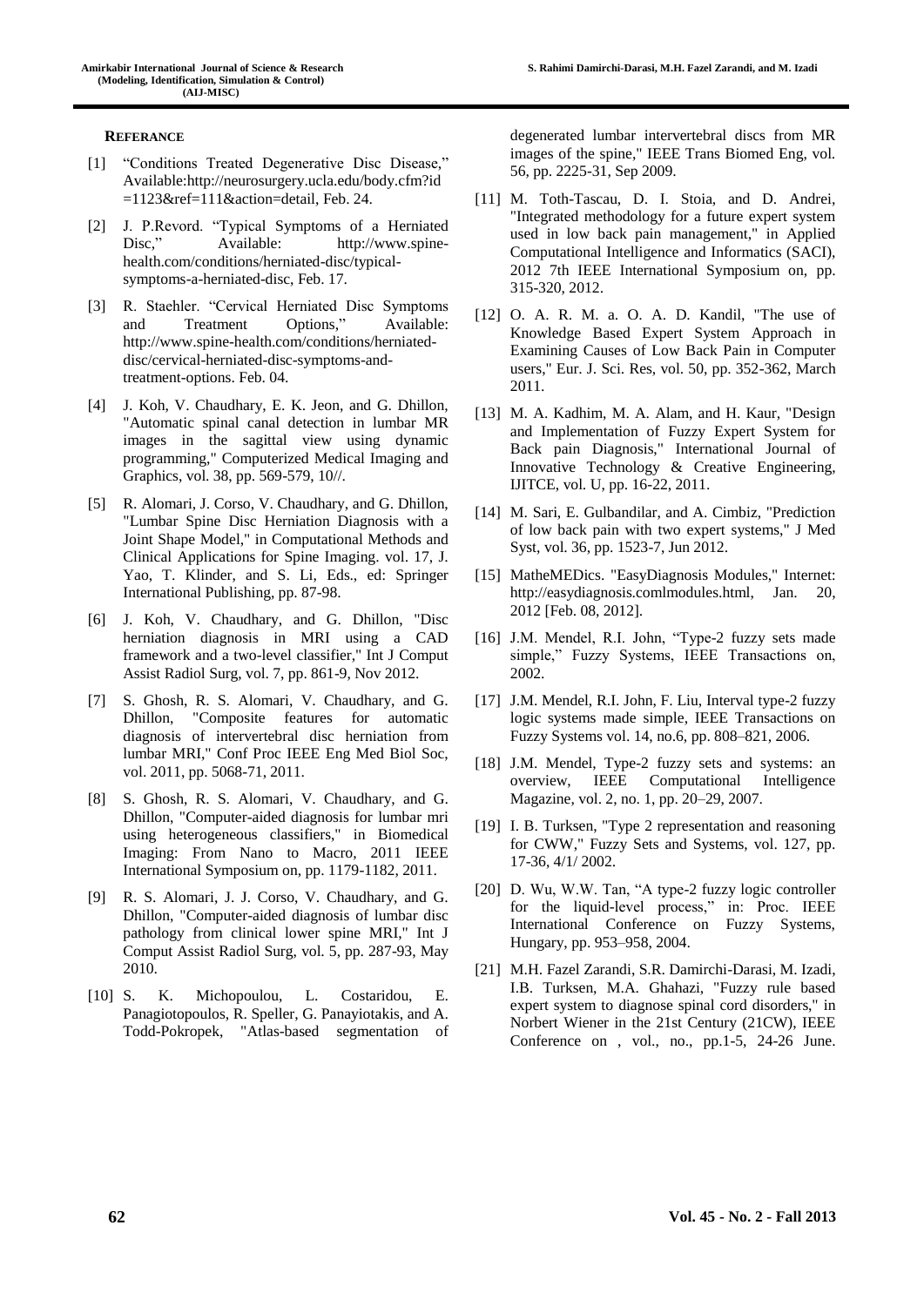## REFERANCE

[1] "Conditions Treated Degenerative Disc Disease," Available:http://neurosurgery.ucla.edu/body.cfm?id =1123&ref=111&action=detail, Feb. 24.

[2] J. P.Revord. "Typical Symptoms of a Herniated Disc," Available: http://www.spine-health.com/conditions/herniated-disc/typical-symptoms-a-herniated-disc, Feb. 17.

[3] R. Staehler. "Cervical Herniated Disc Symptoms and Treatment Options," Available: http://www.spine-health.com/conditions/herniated-disc/cervical-herniated-disc-symptoms-and-treatment-options. Feb. 04.

[4] J. Koh, V. Chaudhary, E. K. Jeon, and G. Dhillon, "Automatic spinal canal detection in lumbar MR images in the sagittal view using dynamic programming," Computerized Medical Imaging and Graphics, vol. 38, pp. 569-579, 10//.

[5] R. Alomari, J. Corso, V. Chaudhary, and G. Dhillon, "Lumbar Spine Disc Herniation Diagnosis with a Joint Shape Model," in Computational Methods and Clinical Applications for Spine Imaging. vol. 17, J. Yao, T. Klinder, and S. Li, Eds., ed: Springer International Publishing, pp. 87-98.

[6] J. Koh, V. Chaudhary, and G. Dhillon, "Disc herniation diagnosis in MRI using a CAD framework and a two-level classifier," Int J Comput Assist Radiol Surg, vol. 7, pp. 861-9, Nov 2012.

[7] S. Ghosh, R. S. Alomari, V. Chaudhary, and G. Dhillon, "Composite features for automatic diagnosis of intervertebral disc herniation from lumbar MRI," Conf Proc IEEE Eng Med Biol Soc, vol. 2011, pp. 5068-71, 2011.

[8] S. Ghosh, R. S. Alomari, V. Chaudhary, and G. Dhillon, "Computer-aided diagnosis for lumbar mri using heterogeneous classifiers," in Biomedical Imaging: From Nano to Macro, 2011 IEEE International Symposium on, pp. 1179-1182, 2011.

[9] R. S. Alomari, J. J. Corso, V. Chaudhary, and G. Dhillon, "Computer-aided diagnosis of lumbar disc pathology from clinical lower spine MRI," Int J Comput Assist Radiol Surg, vol. 5, pp. 287-93, May 2010.

[10] S. K. Michopoulou, L. Costaridou, E. Panagiotopoulos, R. Speller, G. Panayiotakis, and A. Todd-Pokropek, "Atlas-based segmentation of degenerated lumbar intervertebral discs from MR images of the spine," IEEE Trans Biomed Eng, vol. 56, pp. 2225-31, Sep 2009.

[11] M. Toth-Tascau, D. I. Stoia, and D. Andrei, "Integrated methodology for a future expert system used in low back pain management," in Applied Computational Intelligence and Informatics (SACI), 2012 7th IEEE International Symposium on, pp. 315-320, 2012.

[12] O. A. R. M. a. O. A. D. Kandil, "The use of Knowledge Based Expert System Approach in Examining Causes of Low Back Pain in Computer users," Eur. J. Sci. Res, vol. 50, pp. 352-362, March 2011.

[13] M. A. Kadhim, M. A. Alam, and H. Kaur, "Design and Implementation of Fuzzy Expert System for Back pain Diagnosis," International Journal of Innovative Technology & Creative Engineering, IJITCE, vol. U, pp. 16-22, 2011.

[14] M. Sari, E. Gulbandilar, and A. Cimbiz, "Prediction of low back pain with two expert systems," J Med Syst, vol. 36, pp. 1523-7, Jun 2012.

[15] MatheMEDics. "EasyDiagnosis Modules," Internet: http://easydiagnosis.comlmodules.html, Jan. 20, 2012 [Feb. 08, 2012].

[16] J.M. Mendel, R.I. John, "Type-2 fuzzy sets made simple," Fuzzy Systems, IEEE Transactions on, 2002.

[17] J.M. Mendel, R.I. John, F. Liu, Interval type-2 fuzzy logic systems made simple, IEEE Transactions on Fuzzy Systems vol. 14, no.6, pp. 808–821, 2006.

[18] J.M. Mendel, Type-2 fuzzy sets and systems: an overview, IEEE Computational Intelligence Magazine, vol. 2, no. 1, pp. 20–29, 2007.

[19] I. B. Turksen, "Type 2 representation and reasoning for CWW," Fuzzy Sets and Systems, vol. 127, pp. 17-36, 4/1/ 2002.

[20] D. Wu, W.W. Tan, "A type-2 fuzzy logic controller for the liquid-level process," in: Proc. IEEE International Conference on Fuzzy Systems, Hungary, pp. 953–958, 2004.

[21] M.H. Fazel Zarandi, S.R. Damirchi-Darasi, M. Izadi, I.B. Turksen, M.A. Ghahazi, "Fuzzy rule based expert system to diagnose spinal cord disorders," in Norbert Wiener in the 21st Century (21CW), IEEE Conference on , vol., no., pp.1-5, 24-26 June.